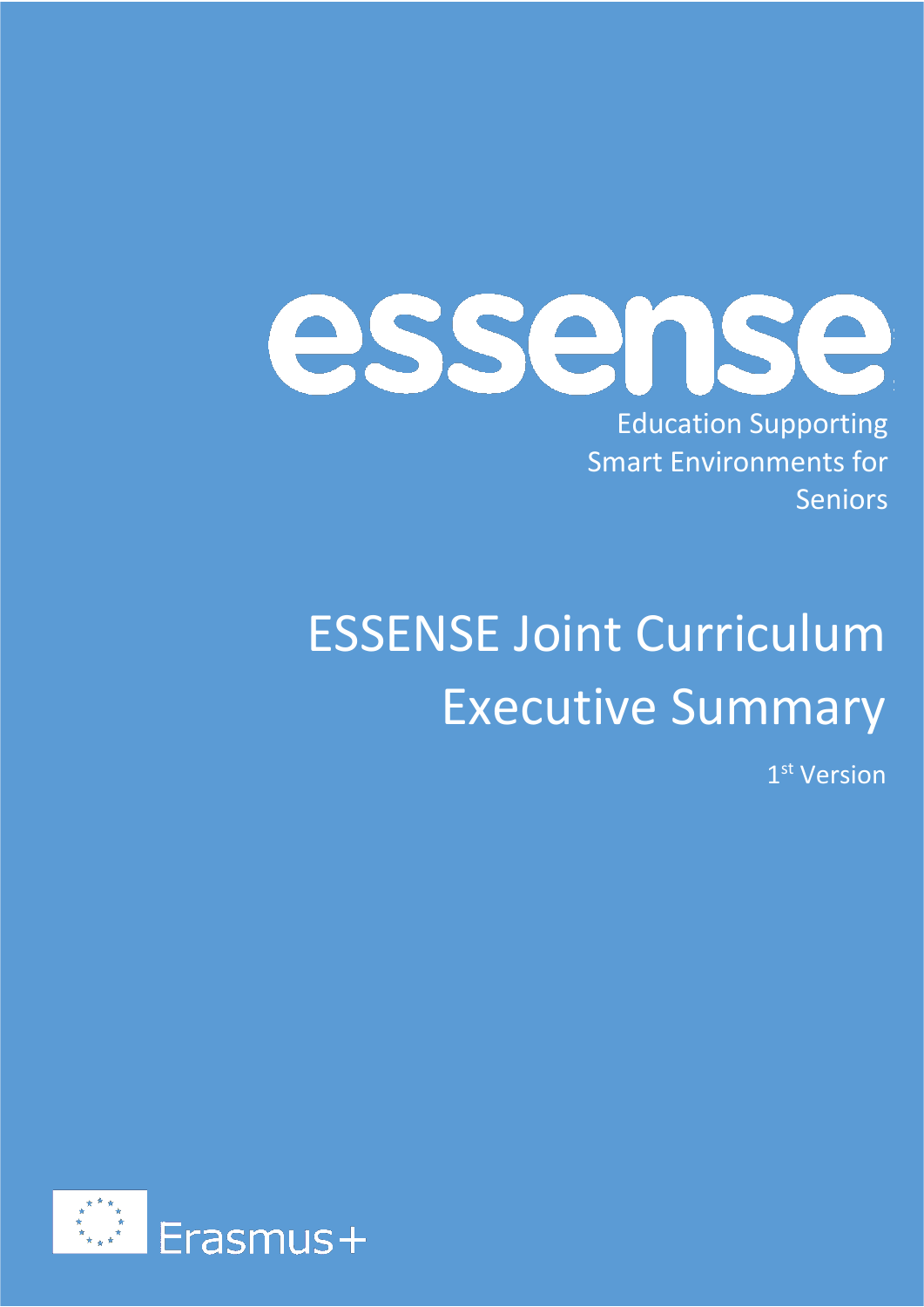# essense

Education Supporting Smart Environments for Seniors

# ESSENSE Joint Curriculum Executive Summary

1st Version

Erasmus+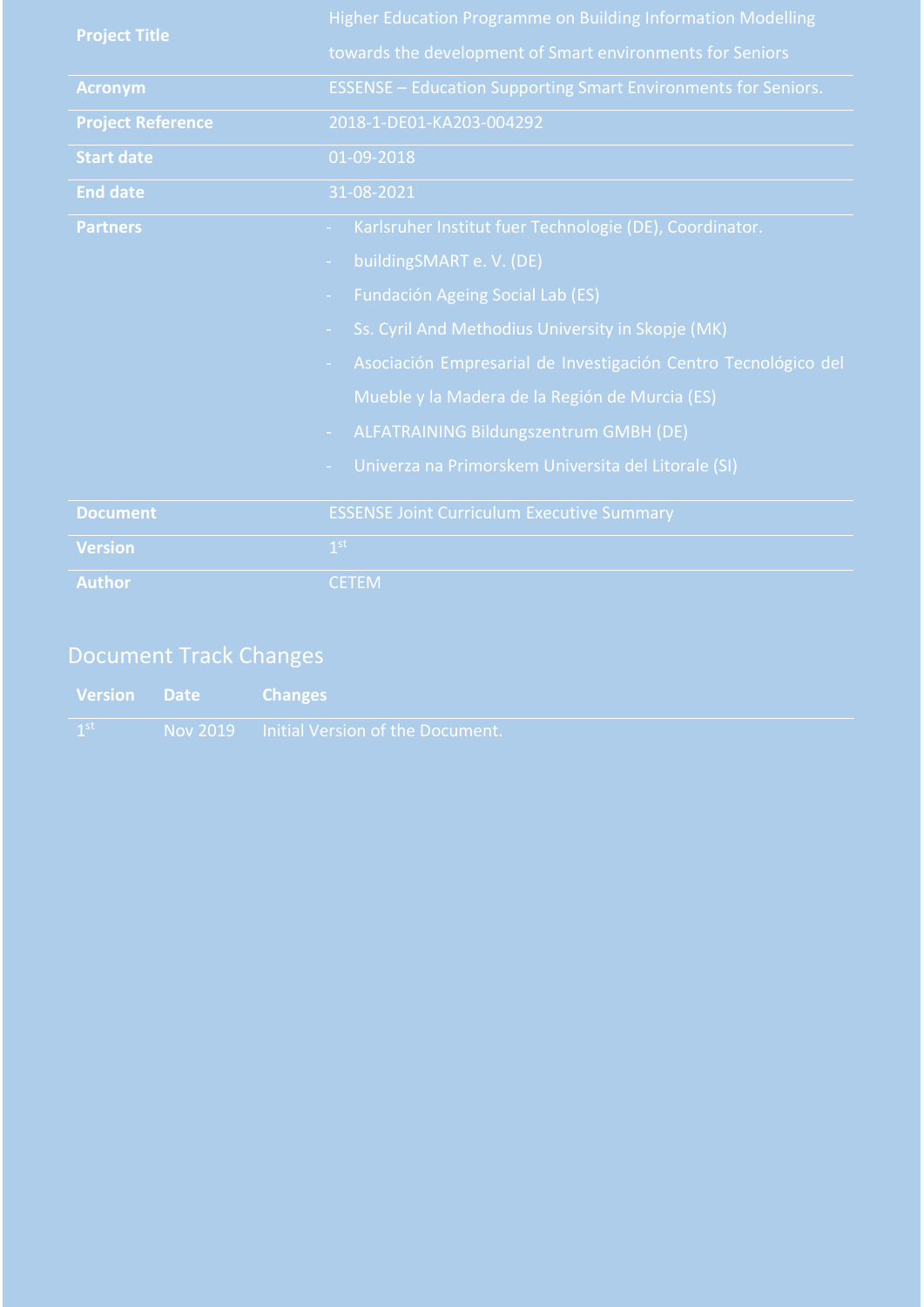| | |
|---|---|
| **Project Title** | Higher Education Programme on Building Information Modelling towards the development of Smart environments for Seniors |
| **Acronym** | ESSENSE – Education Supporting Smart Environments for Seniors. |
| **Project Reference** | 2018-1-DE01-KA203-004292 |
| **Start date** | 01-09-2018 |
| **End date** | 31-08-2021 |
| **Partners** | - Karlsruher Institut fuer Technologie (DE), Coordinator.<br>- buildingSMART e. V. (DE)<br>- Fundación Ageing Social Lab (ES)<br>- Ss. Cyril And Methodius University in Skopje (MK)<br>- Asociación Empresarial de Investigación Centro Tecnológico del Mueble y la Madera de la Región de Murcia (ES)<br>- ALFATRAINING Bildungszentrum GMBH (DE)<br>- Univerza na Primorskem Universita del Litorale (SI) |
| **Document** | ESSENSE Joint Curriculum Executive Summary |
| **Version** | 1st |
| **Author** | CETEM |

## Document Track Changes

| Version | Date | Changes |
|---|---|---|
| 1st | Nov 2019 | Initial Version of the Document. |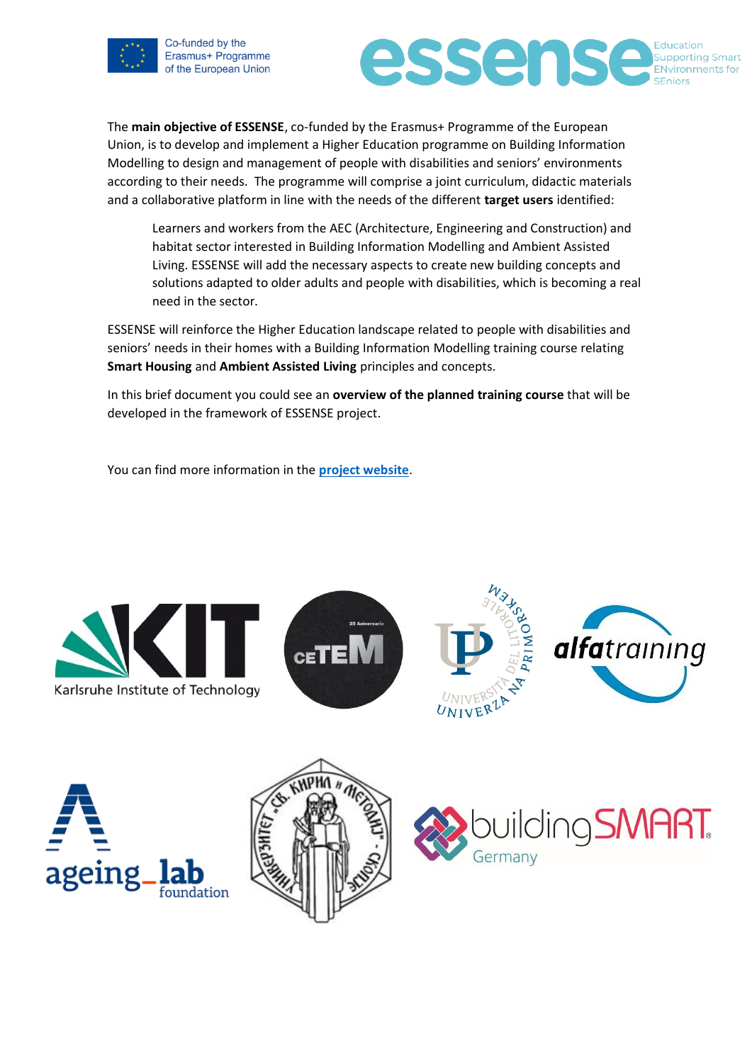The **main objective of ESSENSE**, co-funded by the Erasmus+ Programme of the European Union, is to develop and implement a Higher Education programme on Building Information Modelling to design and management of people with disabilities and seniors' environments according to their needs. The programme will comprise a joint curriculum, didactic materials and a collaborative platform in line with the needs of the different **target users** identified:

> Learners and workers from the AEC (Architecture, Engineering and Construction) and habitat sector interested in Building Information Modelling and Ambient Assisted Living. ESSENSE will add the necessary aspects to create new building concepts and solutions adapted to older adults and people with disabilities, which is becoming a real need in the sector.

ESSENSE will reinforce the Higher Education landscape related to people with disabilities and seniors' needs in their homes with a Building Information Modelling training course relating **Smart Housing** and **Ambient Assisted Living** principles and concepts.

In this brief document you could see an **overview of the planned training course** that will be developed in the framework of ESSENSE project.

You can find more information in the **project website**.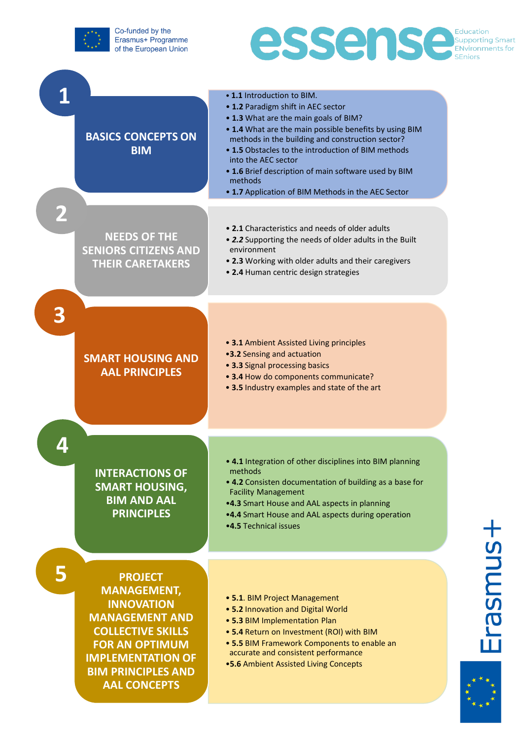Co-funded by the Erasmus+ Programme of the European Union

**essense** Education Supporting Smart ENvironments for SEniors

## 1 BASICS CONCEPTS ON BIM

- **1.1** Introduction to BIM.
- **1.2** Paradigm shift in AEC sector
- **1.3** What are the main goals of BIM?
- **1.4** What are the main possible benefits by using BIM methods in the building and construction sector?
- **1.5** Obstacles to the introduction of BIM methods into the AEC sector
- **1.6** Brief description of main software used by BIM methods
- **1.7** Application of BIM Methods in the AEC Sector

## 2 NEEDS OF THE SENIORS CITIZENS AND THEIR CARETAKERS

- **2.1** Characteristics and needs of older adults
- ***2.2*** Supporting the needs of older adults in the Built environment
- **2.3** Working with older adults and their caregivers
- **2.4** Human centric design strategies

## 3 SMART HOUSING AND AAL PRINCIPLES

- **3.1** Ambient Assisted Living principles
- **3.2** Sensing and actuation
- **3.3** Signal processing basics
- **3.4** How do components communicate?
- **3.5** Industry examples and state of the art

## 4 INTERACTIONS OF SMART HOUSING, BIM AND AAL PRINCIPLES

- **4.1** Integration of other disciplines into BIM planning methods
- **4.2** Consisten documentation of building as a base for Facility Management
- **4.3** Smart House and AAL aspects in planning
- **4.4** Smart House and AAL aspects during operation
- **4.5** Technical issues

## 5 PROJECT MANAGEMENT, INNOVATION MANAGEMENT AND COLLECTIVE SKILLS FOR AN OPTIMUM IMPLEMENTATION OF BIM PRINCIPLES AND AAL CONCEPTS

- **5.1**. BIM Project Management
- **5.2** Innovation and Digital World
- **5.3** BIM Implementation Plan
- **5.4** Return on Investment (ROI) with BIM
- **5.5** BIM Framework Components to enable an accurate and consistent performance
- **5.6** Ambient Assisted Living Concepts

Erasmus+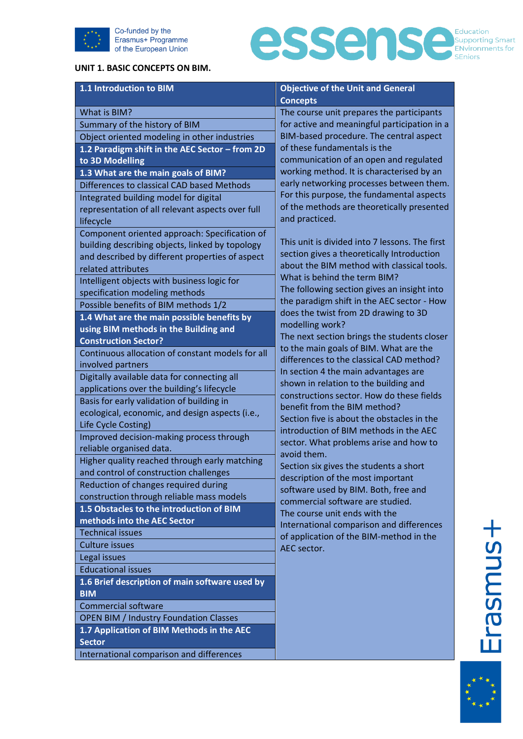**UNIT 1. BASIC CONCEPTS ON BIM.**

| 1.1 Introduction to BIM | Objective of the Unit and General Concepts |
|---|---|
| What is BIM? | The course unit prepares the participants for active and meaningful participation in a BIM-based procedure. The central aspect of these fundamentals is the communication of an open and regulated working method. It is characterised by an early networking processes between them. For this purpose, the fundamental aspects of the methods are theoretically presented and practiced.<br><br>This unit is divided into 7 lessons. The first section gives a theoretically Introduction about the BIM method with classical tools. What is behind the term BIM?<br>The following section gives an insight into the paradigm shift in the AEC sector - How does the twist from 2D drawing to 3D modelling work?<br>The next section brings the students closer to the main goals of BIM. What are the differences to the classical CAD method?<br>In section 4 the main advantages are shown in relation to the building and constructions sector. How do these fields benefit from the BIM method?<br>Section five is about the obstacles in the introduction of BIM methods in the AEC sector. What problems arise and how to avoid them.<br>Section six gives the students a short description of the most important software used by BIM. Both, free and commercial software are studied.<br>The course unit ends with the International comparison and differences of application of the BIM-method in the AEC sector. |
| Summary of the history of BIM | |
| Object oriented modeling in other industries | |
| **1.2 Paradigm shift in the AEC Sector – from 2D to 3D Modelling** | |
| **1.3 What are the main goals of BIM?** | |
| Differences to classical CAD based Methods | |
| Integrated building model for digital representation of all relevant aspects over full lifecycle | |
| Component oriented approach: Specification of building describing objects, linked by topology and described by different properties of aspect related attributes | |
| Intelligent objects with business logic for specification modeling methods | |
| Possible benefits of BIM methods 1/2 | |
| **1.4 What are the main possible benefits by using BIM methods in the Building and Construction Sector?** | |
| Continuous allocation of constant models for all involved partners | |
| Digitally available data for connecting all applications over the building's lifecycle | |
| Basis for early validation of building in ecological, economic, and design aspects (i.e., Life Cycle Costing) | |
| Improved decision-making process through reliable organised data. | |
| Higher quality reached through early matching and control of construction challenges | |
| Reduction of changes required during construction through reliable mass models | |
| **1.5 Obstacles to the introduction of BIM methods into the AEC Sector** | |
| Technical issues | |
| Culture issues | |
| Legal issues | |
| Educational issues | |
| **1.6 Brief description of main software used by BIM** | |
| Commercial software | |
| OPEN BIM / Industry Foundation Classes | |
| **1.7 Application of BIM Methods in the AEC Sector** | |
| International comparison and differences | |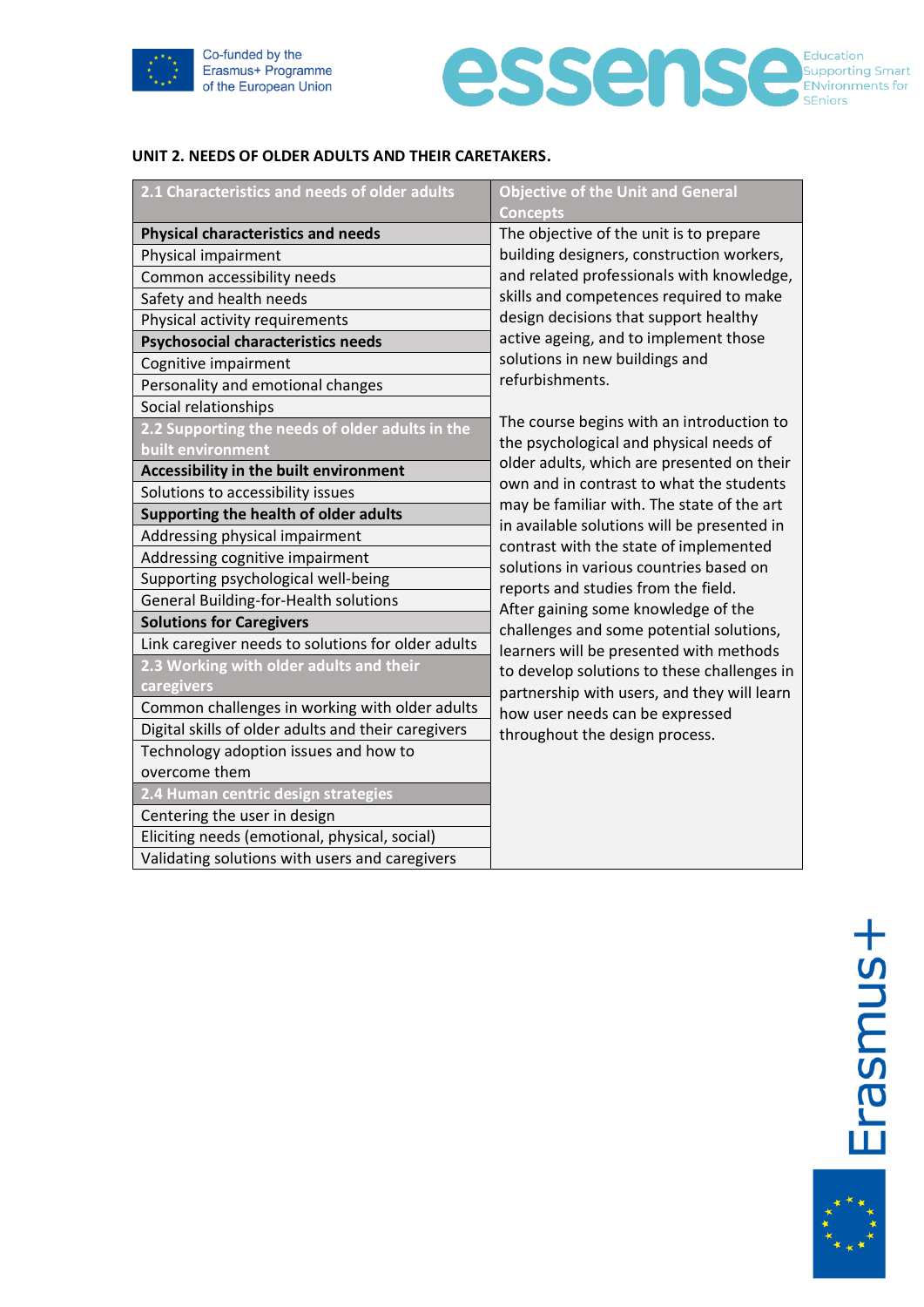**UNIT 2. NEEDS OF OLDER ADULTS AND THEIR CARETAKERS.**

| 2.1 Characteristics and needs of older adults | Objective of the Unit and General Concepts |
|---|---|
| **Physical characteristics and needs** | The objective of the unit is to prepare building designers, construction workers, and related professionals with knowledge, skills and competences required to make design decisions that support healthy active ageing, and to implement those solutions in new buildings and refurbishments.<br><br>The course begins with an introduction to the psychological and physical needs of older adults, which are presented on their own and in contrast to what the students may be familiar with. The state of the art in available solutions will be presented in contrast with the state of implemented solutions in various countries based on reports and studies from the field.<br>After gaining some knowledge of the challenges and some potential solutions, learners will be presented with methods to develop solutions to these challenges in partnership with users, and they will learn how user needs can be expressed throughout the design process. |
| Physical impairment | |
| Common accessibility needs | |
| Safety and health needs | |
| Physical activity requirements | |
| **Psychosocial characteristics needs** | |
| Cognitive impairment | |
| Personality and emotional changes | |
| Social relationships | |
| **2.2 Supporting the needs of older adults in the built environment** | |
| **Accessibility in the built environment** | |
| Solutions to accessibility issues | |
| **Supporting the health of older adults** | |
| Addressing physical impairment | |
| Addressing cognitive impairment | |
| Supporting psychological well-being | |
| General Building-for-Health solutions | |
| **Solutions for Caregivers** | |
| Link caregiver needs to solutions for older adults | |
| **2.3 Working with older adults and their caregivers** | |
| Common challenges in working with older adults | |
| Digital skills of older adults and their caregivers | |
| Technology adoption issues and how to overcome them | |
| **2.4 Human centric design strategies** | |
| Centering the user in design | |
| Eliciting needs (emotional, physical, social) | |
| Validating solutions with users and caregivers | |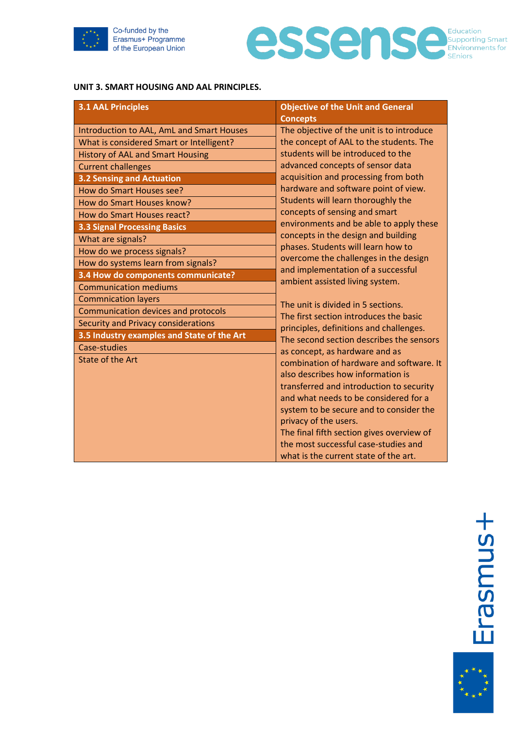**UNIT 3. SMART HOUSING AND AAL PRINCIPLES.**

| 3.1 AAL Principles | Objective of the Unit and General Concepts |
|---|---|
| Introduction to AAL, AmL and Smart Houses<br>What is considered Smart or Intelligent?<br>History of AAL and Smart Housing<br>Current challenges<br>**3.2 Sensing and Actuation**<br>How do Smart Houses see?<br>How do Smart Houses know?<br>How do Smart Houses react?<br>**3.3 Signal Processing Basics**<br>What are signals?<br>How do we process signals?<br>How do systems learn from signals?<br>**3.4 How do components communicate?**<br>Communication mediums<br>Commnication layers<br>Communication devices and protocols<br>Security and Privacy considerations<br>**3.5 Industry examples and State of the Art**<br>Case-studies<br>State of the Art | The objective of the unit is to introduce the concept of AAL to the students. The students will be introduced to the advanced concepts of sensor data acquisition and processing from both hardware and software point of view. Students will learn thoroughly the concepts of sensing and smart environments and be able to apply these concepts in the design and building phases. Students will learn how to overcome the challenges in the design and implementation of a successful ambient assisted living system.<br><br>The unit is divided in 5 sections.<br>The first section introduces the basic principles, definitions and challenges.<br>The second section describes the sensors as concept, as hardware and as combination of hardware and software. It also describes how information is transferred and introduction to security and what needs to be considered for a system to be secure and to consider the privacy of the users.<br>The final fifth section gives overview of the most successful case-studies and what is the current state of the art. |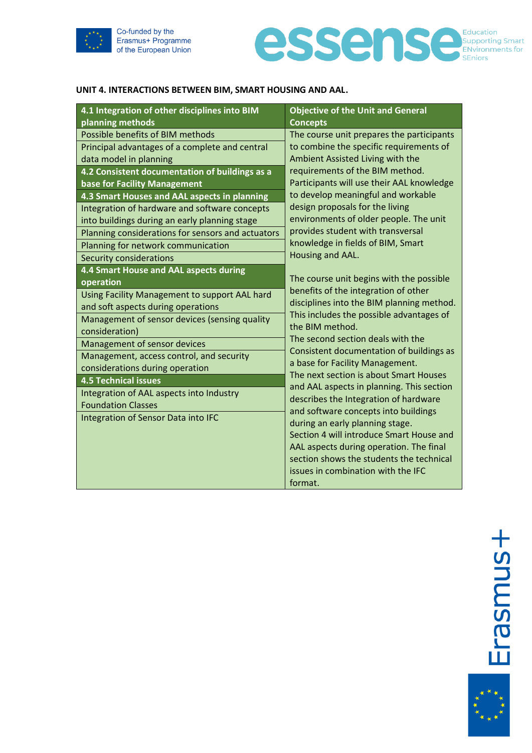**UNIT 4. INTERACTIONS BETWEEN BIM, SMART HOUSING AND AAL.**

| 4.1 Integration of other disciplines into BIM planning methods | Objective of the Unit and General Concepts |
|---|---|
| Possible benefits of BIM methods | The course unit prepares the participants to combine the specific requirements of Ambient Assisted Living with the requirements of the BIM method. Participants will use their AAL knowledge to develop meaningful and workable design proposals for the living environments of older people. The unit provides student with transversal knowledge in fields of BIM, Smart Housing and AAL.<br><br>The course unit begins with the possible benefits of the integration of other disciplines into the BIM planning method. This includes the possible advantages of the BIM method.<br>The second section deals with the Consistent documentation of buildings as a base for Facility Management.<br>The next section is about Smart Houses and AAL aspects in planning. This section describes the Integration of hardware and software concepts into buildings during an early planning stage.<br>Section 4 will introduce Smart House and AAL aspects during operation. The final section shows the students the technical issues in combination with the IFC format. |
| Principal advantages of a complete and central data model in planning | |
| **4.2 Consistent documentation of buildings as a base for Facility Management** | |
| **4.3 Smart Houses and AAL aspects in planning** | |
| Integration of hardware and software concepts into buildings during an early planning stage | |
| Planning considerations for sensors and actuators | |
| Planning for network communication | |
| Security considerations | |
| **4.4 Smart House and AAL aspects during operation** | |
| Using Facility Management to support AAL hard and soft aspects during operations | |
| Management of sensor devices (sensing quality consideration) | |
| Management of sensor devices | |
| Management, access control, and security considerations during operation | |
| **4.5 Technical issues** | |
| Integration of AAL aspects into Industry Foundation Classes | |
| Integration of Sensor Data into IFC | |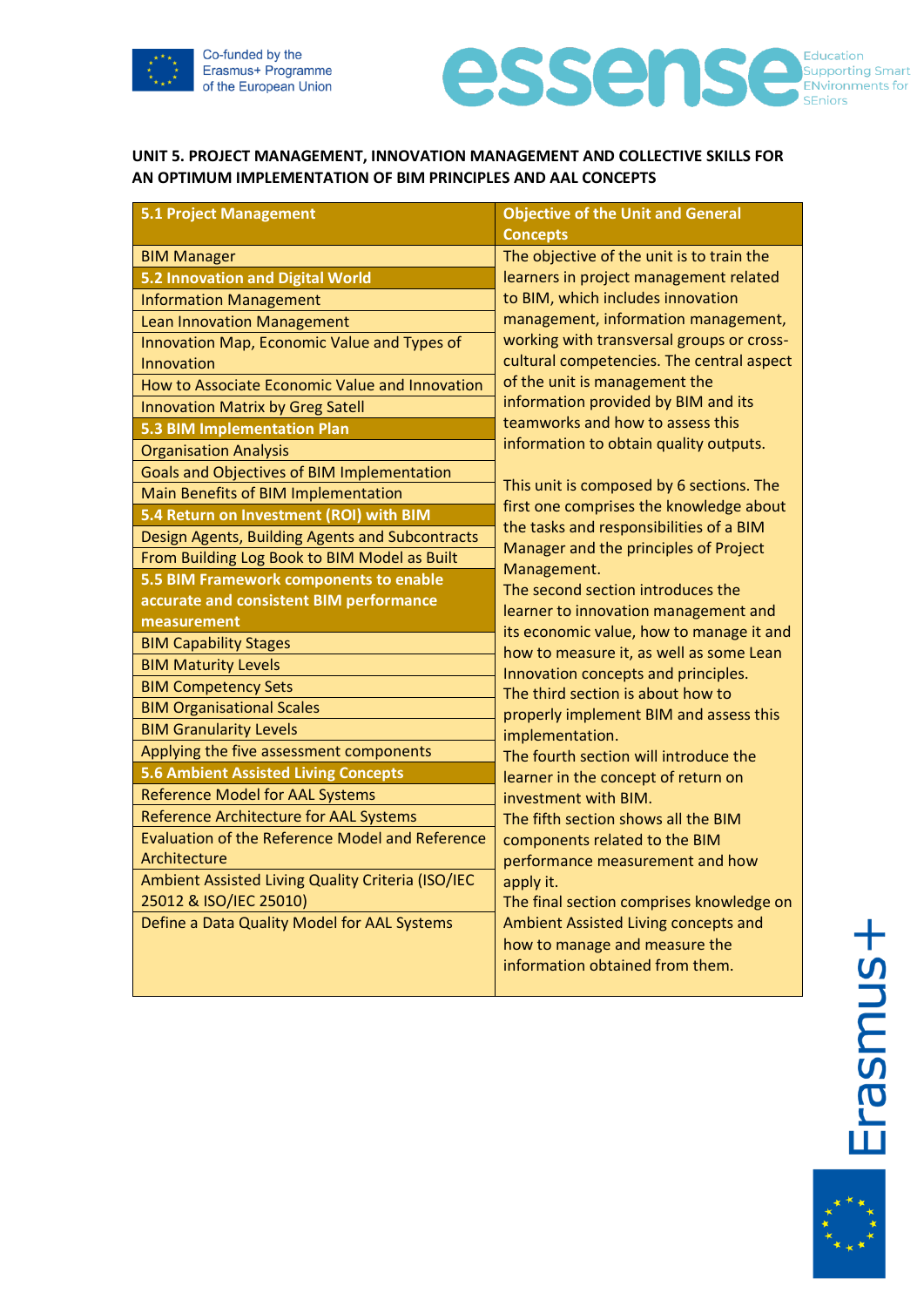**UNIT 5. PROJECT MANAGEMENT, INNOVATION MANAGEMENT AND COLLECTIVE SKILLS FOR AN OPTIMUM IMPLEMENTATION OF BIM PRINCIPLES AND AAL CONCEPTS**

| **5.1 Project Management** | **Objective of the Unit and General Concepts** |
|---|---|
| BIM Manager | The objective of the unit is to train the learners in project management related to BIM, which includes innovation management, information management, working with transversal groups or cross-cultural competencies. The central aspect of the unit is management the information provided by BIM and its teamworks and how to assess this information to obtain quality outputs.<br><br>This unit is composed by 6 sections. The first one comprises the knowledge about the tasks and responsibilities of a BIM Manager and the principles of Project Management.<br>The second section introduces the learner to innovation management and its economic value, how to manage it and how to measure it, as well as some Lean Innovation concepts and principles.<br>The third section is about how to properly implement BIM and assess this implementation.<br>The fourth section will introduce the learner in the concept of return on investment with BIM.<br>The fifth section shows all the BIM components related to the BIM performance measurement and how apply it.<br>The final section comprises knowledge on Ambient Assisted Living concepts and how to manage and measure the information obtained from them. |
| **5.2 Innovation and Digital World** | |
| Information Management | |
| Lean Innovation Management | |
| Innovation Map, Economic Value and Types of Innovation | |
| How to Associate Economic Value and Innovation | |
| Innovation Matrix by Greg Satell | |
| **5.3 BIM Implementation Plan** | |
| Organisation Analysis | |
| Goals and Objectives of BIM Implementation | |
| Main Benefits of BIM Implementation | |
| **5.4 Return on Investment (ROI) with BIM** | |
| Design Agents, Building Agents and Subcontracts | |
| From Building Log Book to BIM Model as Built | |
| **5.5 BIM Framework components to enable accurate and consistent BIM performance measurement** | |
| BIM Capability Stages | |
| BIM Maturity Levels | |
| BIM Competency Sets | |
| BIM Organisational Scales | |
| BIM Granularity Levels | |
| Applying the five assessment components | |
| **5.6 Ambient Assisted Living Concepts** | |
| Reference Model for AAL Systems | |
| Reference Architecture for AAL Systems | |
| Evaluation of the Reference Model and Reference Architecture | |
| Ambient Assisted Living Quality Criteria (ISO/IEC 25012 & ISO/IEC 25010) | |
| Define a Data Quality Model for AAL Systems | |